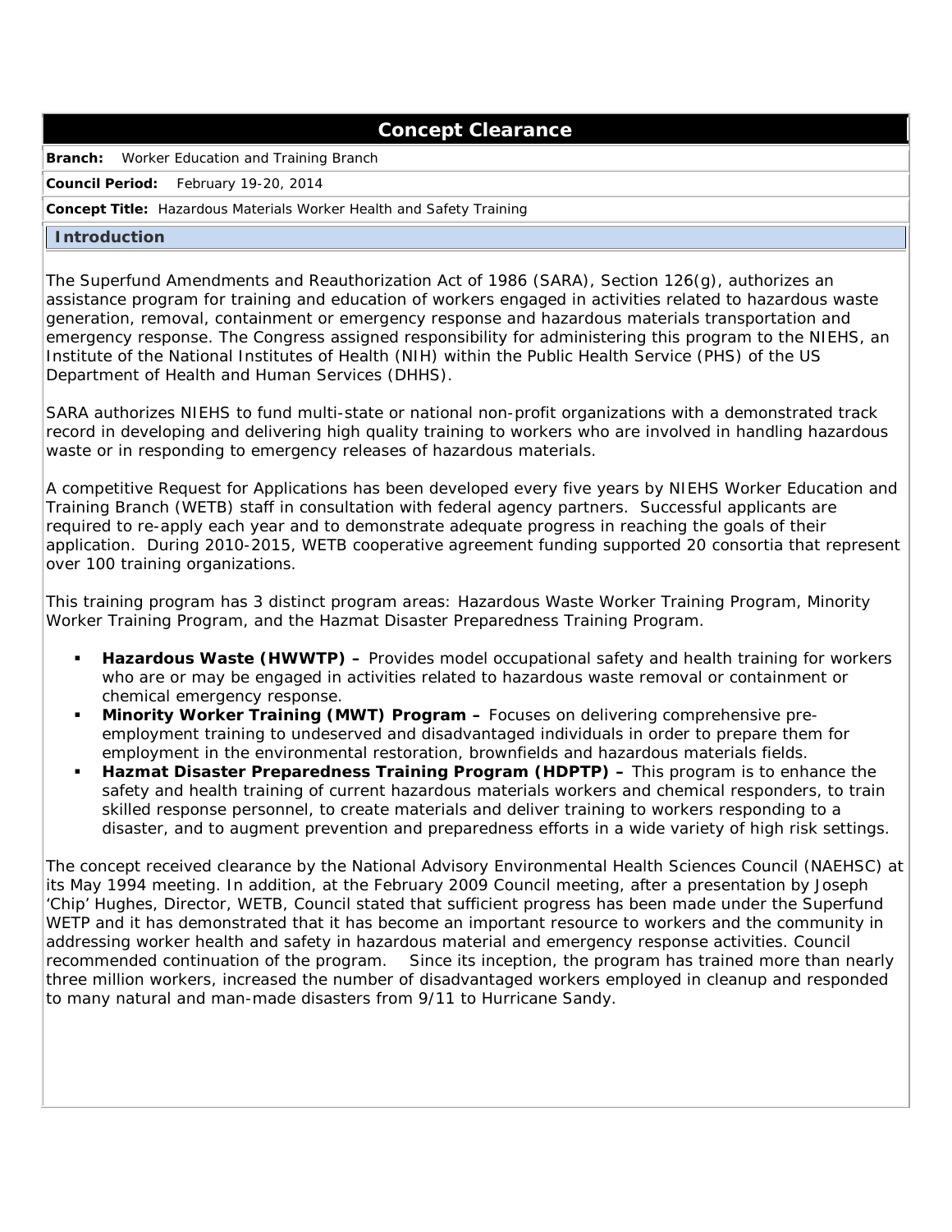# Concept Clearance

**Branch:** Worker Education and Training Branch

**Council Period:** February 19-20, 2014

**Concept Title:** Hazardous Materials Worker Health and Safety Training

## Introduction

The Superfund Amendments and Reauthorization Act of 1986 (SARA), Section 126(g), authorizes an assistance program for training and education of workers engaged in activities related to hazardous waste generation, removal, containment or emergency response and hazardous materials transportation and emergency response. The Congress assigned responsibility for administering this program to the NIEHS, an Institute of the National Institutes of Health (NIH) within the Public Health Service (PHS) of the US Department of Health and Human Services (DHHS).

SARA authorizes NIEHS to fund multi-state or national non-profit organizations with a demonstrated track record in developing and delivering high quality training to workers who are involved in handling hazardous waste or in responding to emergency releases of hazardous materials.

A competitive Request for Applications has been developed every five years by NIEHS Worker Education and Training Branch (WETB) staff in consultation with federal agency partners. Successful applicants are required to re-apply each year and to demonstrate adequate progress in reaching the goals of their application. During 2010-2015, WETB cooperative agreement funding supported 20 consortia that represent over 100 training organizations.

This training program has 3 distinct program areas: Hazardous Waste Worker Training Program, Minority Worker Training Program, and the Hazmat Disaster Preparedness Training Program.

- **Hazardous Waste (HWWTP) –** Provides model occupational safety and health training for workers who are or may be engaged in activities related to hazardous waste removal or containment or chemical emergency response.
- **Minority Worker Training (MWT) Program –** Focuses on delivering comprehensive pre-employment training to undeserved and disadvantaged individuals in order to prepare them for employment in the environmental restoration, brownfields and hazardous materials fields.
- **Hazmat Disaster Preparedness Training Program (HDPTP) –** This program is to enhance the safety and health training of current hazardous materials workers and chemical responders, to train skilled response personnel, to create materials and deliver training to workers responding to a disaster, and to augment prevention and preparedness efforts in a wide variety of high risk settings.

The concept received clearance by the National Advisory Environmental Health Sciences Council (NAEHSC) at its May 1994 meeting. In addition, at the February 2009 Council meeting, after a presentation by Joseph 'Chip' Hughes, Director, WETB, Council stated that sufficient progress has been made under the Superfund WETP and it has demonstrated that it has become an important resource to workers and the community in addressing worker health and safety in hazardous material and emergency response activities. Council recommended continuation of the program. Since its inception, the program has trained more than nearly three million workers, increased the number of disadvantaged workers employed in cleanup and responded to many natural and man-made disasters from 9/11 to Hurricane Sandy.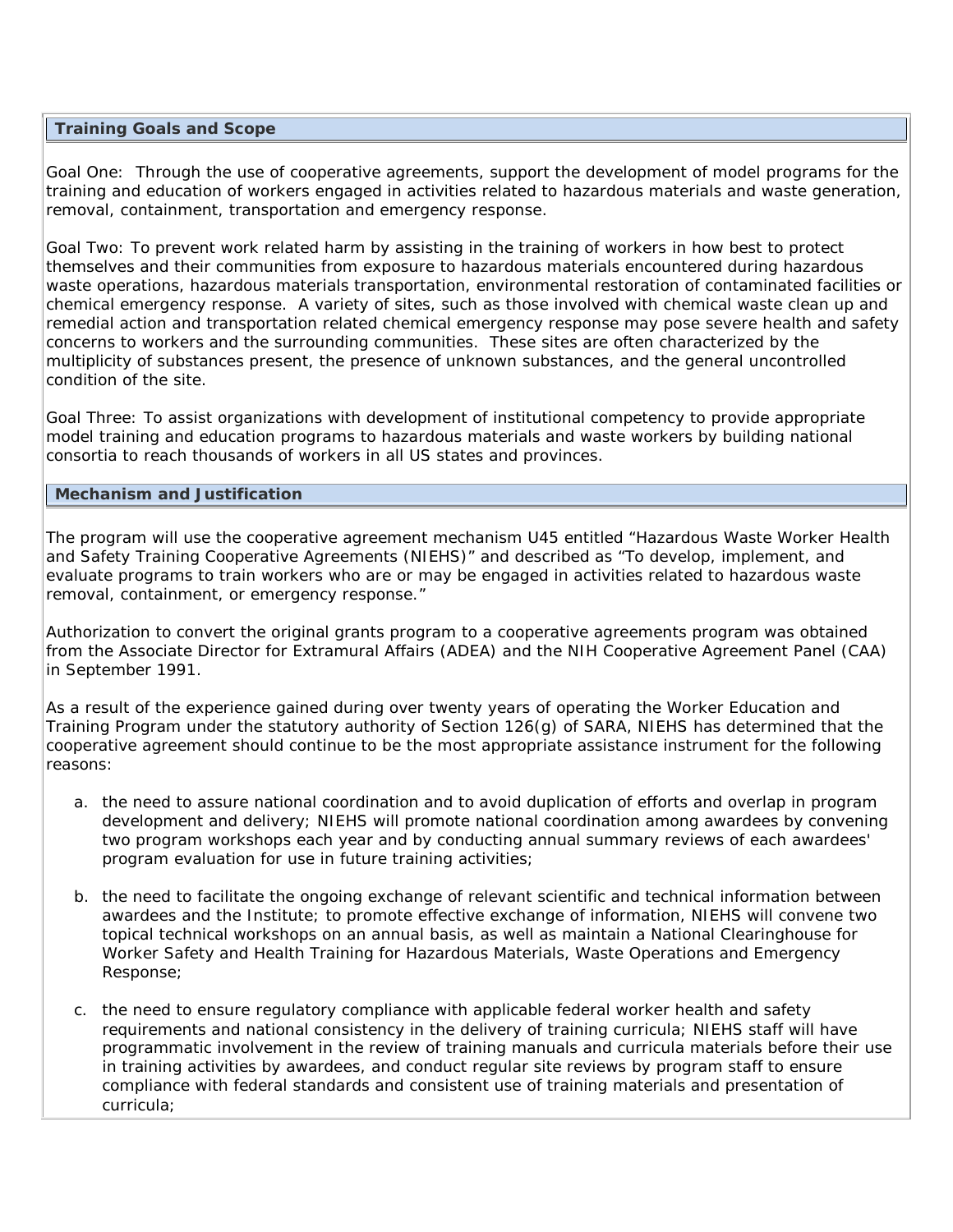## Training Goals and Scope

Goal One: Through the use of cooperative agreements, support the development of model programs for the training and education of workers engaged in activities related to hazardous materials and waste generation, removal, containment, transportation and emergency response.

Goal Two: To prevent work related harm by assisting in the training of workers in how best to protect themselves and their communities from exposure to hazardous materials encountered during hazardous waste operations, hazardous materials transportation, environmental restoration of contaminated facilities or chemical emergency response. A variety of sites, such as those involved with chemical waste clean up and remedial action and transportation related chemical emergency response may pose severe health and safety concerns to workers and the surrounding communities. These sites are often characterized by the multiplicity of substances present, the presence of unknown substances, and the general uncontrolled condition of the site.

Goal Three: To assist organizations with development of institutional competency to provide appropriate model training and education programs to hazardous materials and waste workers by building national consortia to reach thousands of workers in all US states and provinces.

## Mechanism and Justification

The program will use the cooperative agreement mechanism U45 entitled "Hazardous Waste Worker Health and Safety Training Cooperative Agreements (NIEHS)" and described as "To develop, implement, and evaluate programs to train workers who are or may be engaged in activities related to hazardous waste removal, containment, or emergency response."

Authorization to convert the original grants program to a cooperative agreements program was obtained from the Associate Director for Extramural Affairs (ADEA) and the NIH Cooperative Agreement Panel (CAA) in September 1991.

As a result of the experience gained during over twenty years of operating the Worker Education and Training Program under the statutory authority of Section 126(g) of SARA, NIEHS has determined that the cooperative agreement should continue to be the most appropriate assistance instrument for the following reasons:

a. the need to assure national coordination and to avoid duplication of efforts and overlap in program development and delivery; NIEHS will promote national coordination among awardees by convening two program workshops each year and by conducting annual summary reviews of each awardees' program evaluation for use in future training activities;

b. the need to facilitate the ongoing exchange of relevant scientific and technical information between awardees and the Institute; to promote effective exchange of information, NIEHS will convene two topical technical workshops on an annual basis, as well as maintain a National Clearinghouse for Worker Safety and Health Training for Hazardous Materials, Waste Operations and Emergency Response;

c. the need to ensure regulatory compliance with applicable federal worker health and safety requirements and national consistency in the delivery of training curricula; NIEHS staff will have programmatic involvement in the review of training manuals and curricula materials before their use in training activities by awardees, and conduct regular site reviews by program staff to ensure compliance with federal standards and consistent use of training materials and presentation of curricula;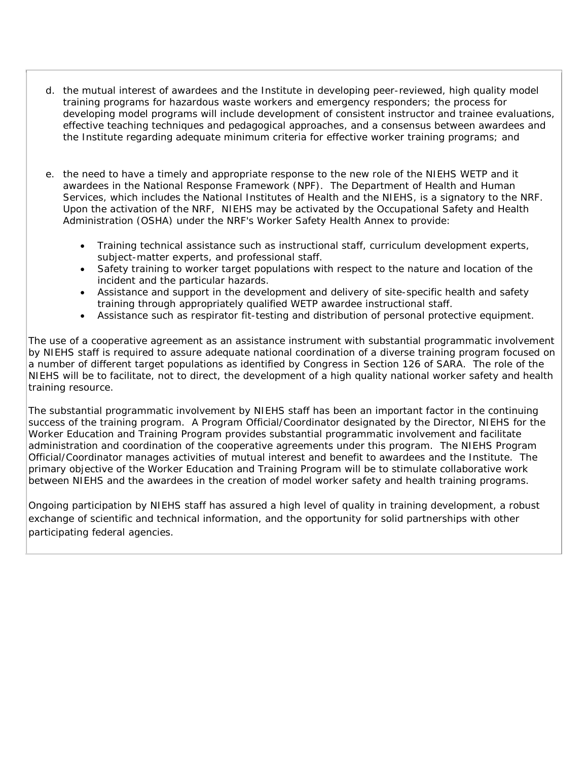d. the mutual interest of awardees and the Institute in developing peer-reviewed, high quality model training programs for hazardous waste workers and emergency responders; the process for developing model programs will include development of consistent instructor and trainee evaluations, effective teaching techniques and pedagogical approaches, and a consensus between awardees and the Institute regarding adequate minimum criteria for effective worker training programs; and

e. the need to have a timely and appropriate response to the new role of the NIEHS WETP and it awardees in the National Response Framework (NPF). The Department of Health and Human Services, which includes the National Institutes of Health and the NIEHS, is a signatory to the NRF. Upon the activation of the NRF, NIEHS may be activated by the Occupational Safety and Health Administration (OSHA) under the NRF's Worker Safety Health Annex to provide:

   - Training technical assistance such as instructional staff, curriculum development experts, subject-matter experts, and professional staff.
   - Safety training to worker target populations with respect to the nature and location of the incident and the particular hazards.
   - Assistance and support in the development and delivery of site-specific health and safety training through appropriately qualified WETP awardee instructional staff.
   - Assistance such as respirator fit-testing and distribution of personal protective equipment.

The use of a cooperative agreement as an assistance instrument with substantial programmatic involvement by NIEHS staff is required to assure adequate national coordination of a diverse training program focused on a number of different target populations as identified by Congress in Section 126 of SARA. The role of the NIEHS will be to facilitate, not to direct, the development of a high quality national worker safety and health training resource.

The substantial programmatic involvement by NIEHS staff has been an important factor in the continuing success of the training program. A Program Official/Coordinator designated by the Director, NIEHS for the Worker Education and Training Program provides substantial programmatic involvement and facilitate administration and coordination of the cooperative agreements under this program. The NIEHS Program Official/Coordinator manages activities of mutual interest and benefit to awardees and the Institute. The primary objective of the Worker Education and Training Program will be to stimulate collaborative work between NIEHS and the awardees in the creation of model worker safety and health training programs.

Ongoing participation by NIEHS staff has assured a high level of quality in training development, a robust exchange of scientific and technical information, and the opportunity for solid partnerships with other participating federal agencies.